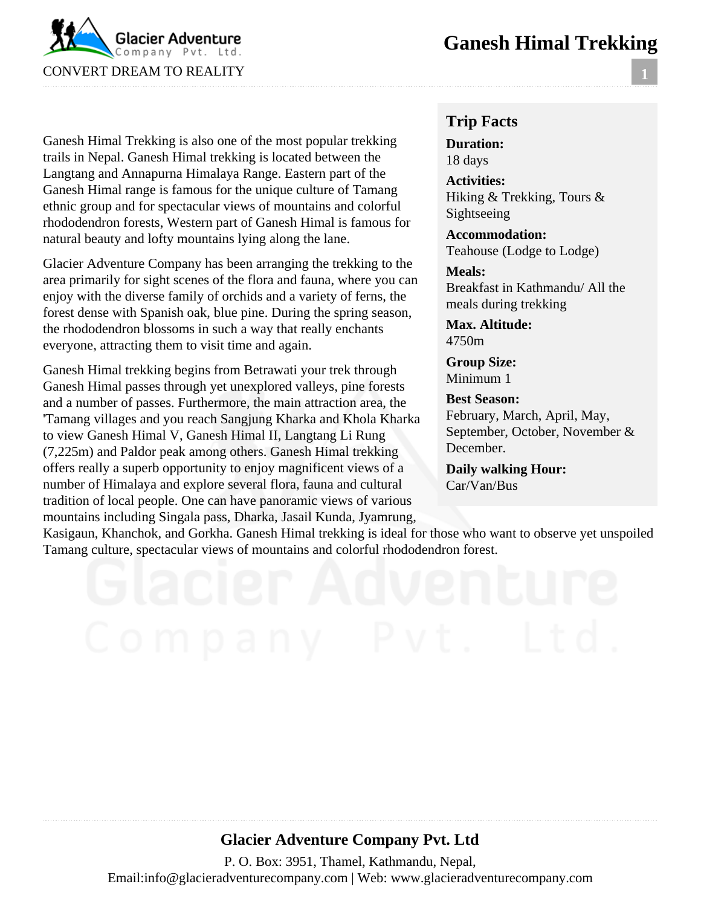# Ganesh Himal Trekking

Ganesh Himal Trekking is also one of the most popular trekking trails in Nepal. Ganesh Himal trekking is located between the Langtang and Annapurna Himalaya Range. Eastern part of the Ganesh Himal range is famous for the unique culture of Tamang ethnic group and for spectacular views of mountains and colorful rhododendron forests, Western part of Ganesh Himal is famous for natural beauty and lofty mountains lying along the lane.

Glacier Adventure Company has been arranging the trekking to the area primarily for sight scenes of the flora and fauna, where you can enjoy with the diverse family of orchids and a variety of ferns, the forest dense with Spanish oak, blue pine. During the spring season, the rhododendron blossoms in such a way that really enchants everyone, attracting them to visit time and again.

Ganesh Himal trekking begins from Betrawati your trek through Ganesh Himal passes through yet unexplored valleys, pine forests and a number of passes. Furthermore, the main attraction area, the 'Tamang villages and you reach Sangjung Kharka and Khola Kharka to view Ganesh Himal V, Ganesh Himal II, Langtang Li Rung (7,225m) and Paldor peak among others. Ganesh Himal trekking offers really a superb opportunity to enjoy magnificent views of a number of Himalaya and explore several flora, fauna and cultural tradition of local people. One can have panoramic views of various mountains including Singala pass, Dharka, Jasail Kunda, Jyamrung, Kasigaun, Khanchok, and Gorkha. Ganesh Himal trekking is ideal for those who want to observe yet unspoiled Tamang culture, spectacular views of mountains and colorful rhododendron forest.

## Trip Facts

**Duration:**
18 days

**Activities:**
Hiking & Trekking, Tours & Sightseeing

**Accommodation:**
Teahouse (Lodge to Lodge)

**Meals:**
Breakfast in Kathmandu/ All the meals during trekking

**Max. Altitude:**
4750m

**Group Size:**
Minimum 1

**Best Season:**
February, March, April, May, September, October, November & December.

**Daily walking Hour:**
Car/Van/Bus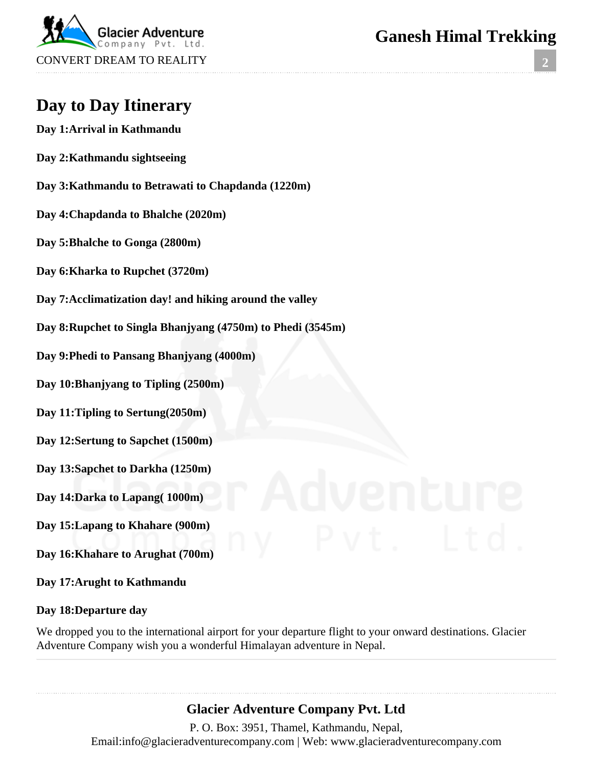## Day to Day Itinerary

**Day 1:Arrival in Kathmandu**

**Day 2:Kathmandu sightseeing**

**Day 3:Kathmandu to Betrawati to Chapdanda (1220m)**

**Day 4:Chapdanda to Bhalche (2020m)**

**Day 5:Bhalche to Gonga (2800m)**

**Day 6:Kharka to Rupchet (3720m)**

**Day 7:Acclimatization day! and hiking around the valley**

**Day 8:Rupchet to Singla Bhanjyang (4750m) to Phedi (3545m)**

**Day 9:Phedi to Pansang Bhanjyang (4000m)**

**Day 10:Bhanjyang to Tipling (2500m)**

**Day 11:Tipling to Sertung(2050m)**

**Day 12:Sertung to Sapchet (1500m)**

**Day 13:Sapchet to Darkha (1250m)**

**Day 14:Darka to Lapang( 1000m)**

**Day 15:Lapang to Khahare (900m)**

**Day 16:Khahare to Arughat (700m)**

**Day 17:Arught to Kathmandu**

**Day 18:Departure day**

We dropped you to the international airport for your departure flight to your onward destinations. Glacier Adventure Company wish you a wonderful Himalayan adventure in Nepal.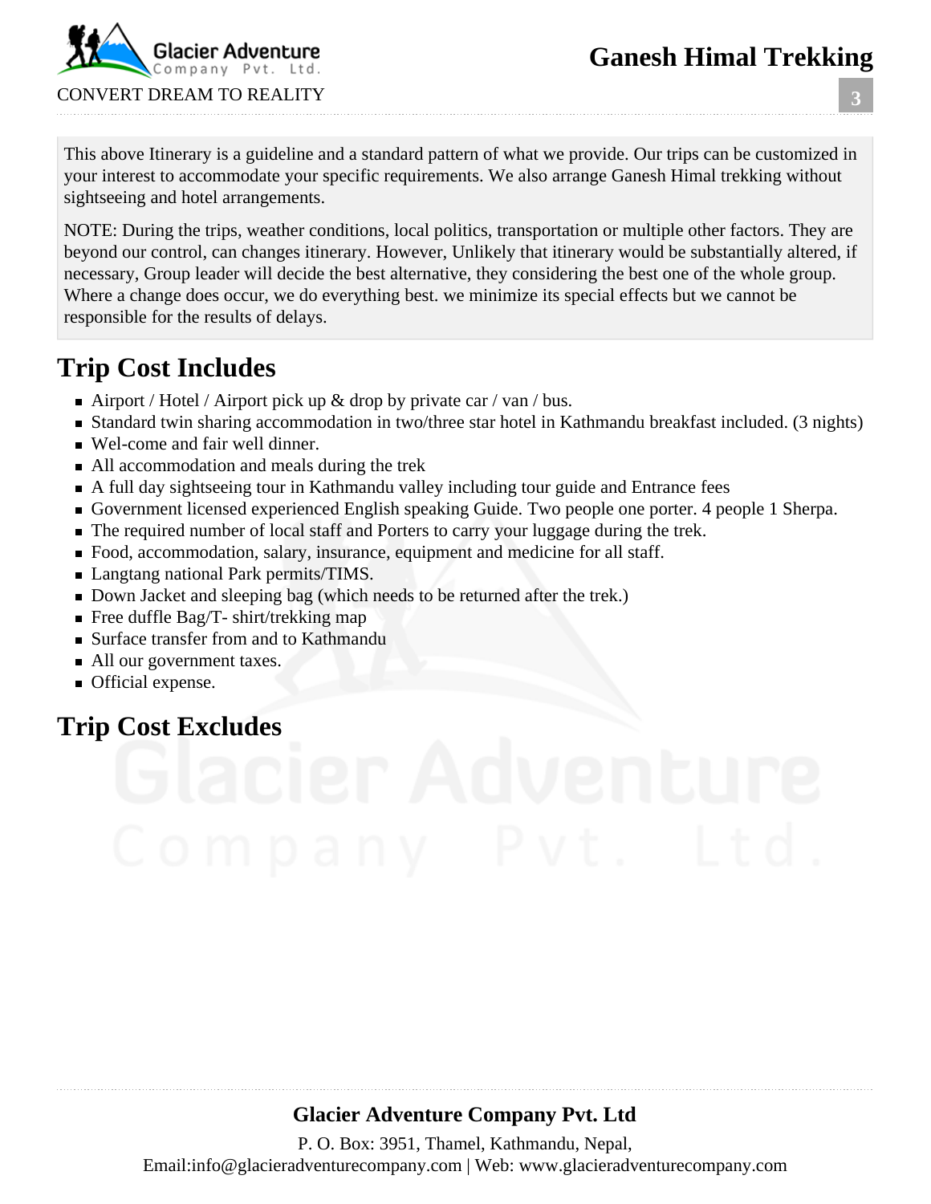This above Itinerary is a guideline and a standard pattern of what we provide. Our trips can be customized in your interest to accommodate your specific requirements. We also arrange Ganesh Himal trekking without sightseeing and hotel arrangements.

NOTE: During the trips, weather conditions, local politics, transportation or multiple other factors. They are beyond our control, can changes itinerary. However, Unlikely that itinerary would be substantially altered, if necessary, Group leader will decide the best alternative, they considering the best one of the whole group. Where a change does occur, we do everything best. we minimize its special effects but we cannot be responsible for the results of delays.

## Trip Cost Includes

- Airport / Hotel / Airport pick up & drop by private car / van / bus.
- Standard twin sharing accommodation in two/three star hotel in Kathmandu breakfast included. (3 nights)
- Wel-come and fair well dinner.
- All accommodation and meals during the trek
- A full day sightseeing tour in Kathmandu valley including tour guide and Entrance fees
- Government licensed experienced English speaking Guide. Two people one porter. 4 people 1 Sherpa.
- The required number of local staff and Porters to carry your luggage during the trek.
- Food, accommodation, salary, insurance, equipment and medicine for all staff.
- Langtang national Park permits/TIMS.
- Down Jacket and sleeping bag (which needs to be returned after the trek.)
- Free duffle Bag/T- shirt/trekking map
- Surface transfer from and to Kathmandu
- All our government taxes.
- Official expense.

## Trip Cost Excludes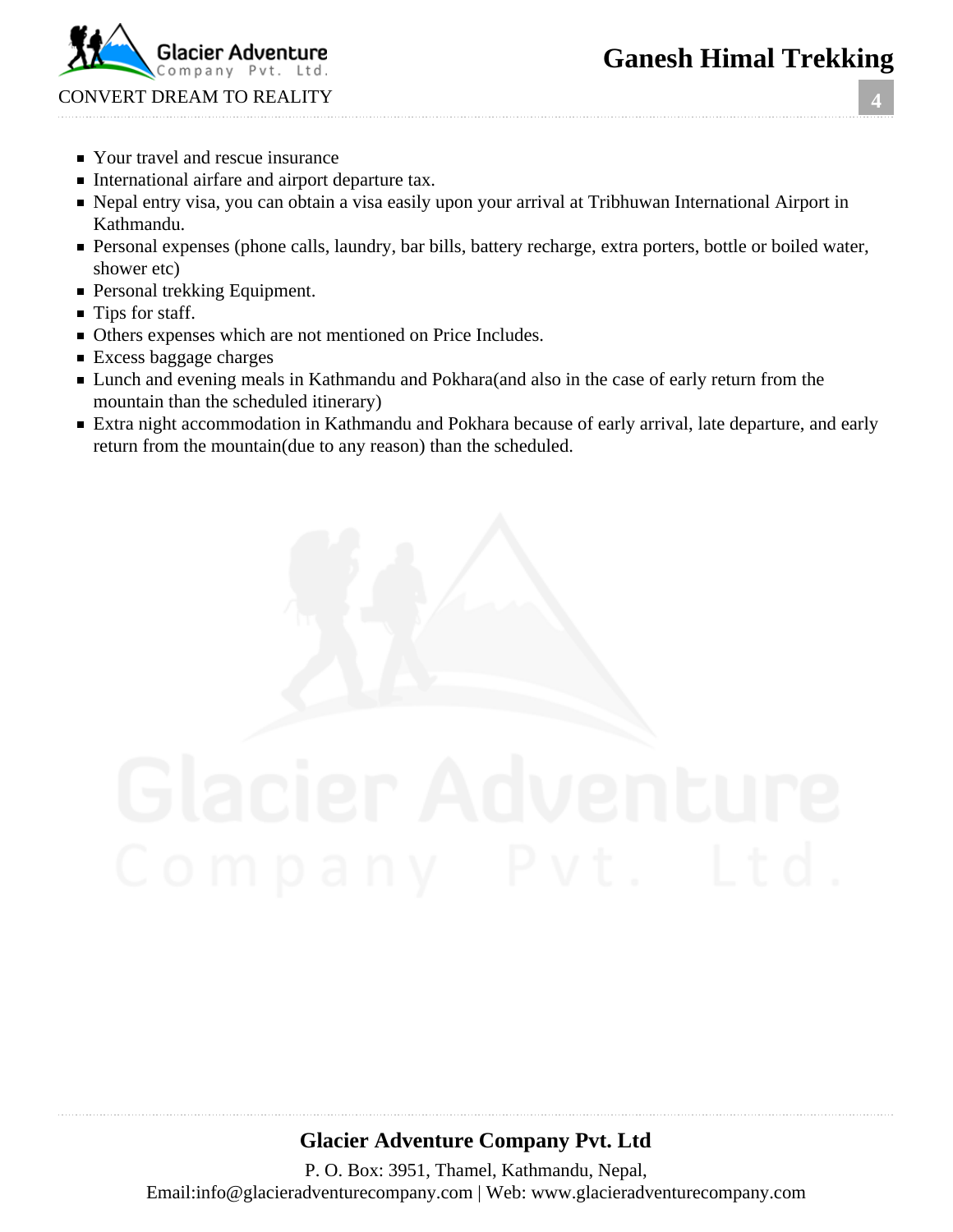- Your travel and rescue insurance
- International airfare and airport departure tax.
- Nepal entry visa, you can obtain a visa easily upon your arrival at Tribhuwan International Airport in Kathmandu.
- Personal expenses (phone calls, laundry, bar bills, battery recharge, extra porters, bottle or boiled water, shower etc)
- Personal trekking Equipment.
- Tips for staff.
- Others expenses which are not mentioned on Price Includes.
- Excess baggage charges
- Lunch and evening meals in Kathmandu and Pokhara(and also in the case of early return from the mountain than the scheduled itinerary)
- Extra night accommodation in Kathmandu and Pokhara because of early arrival, late departure, and early return from the mountain(due to any reason) than the scheduled.